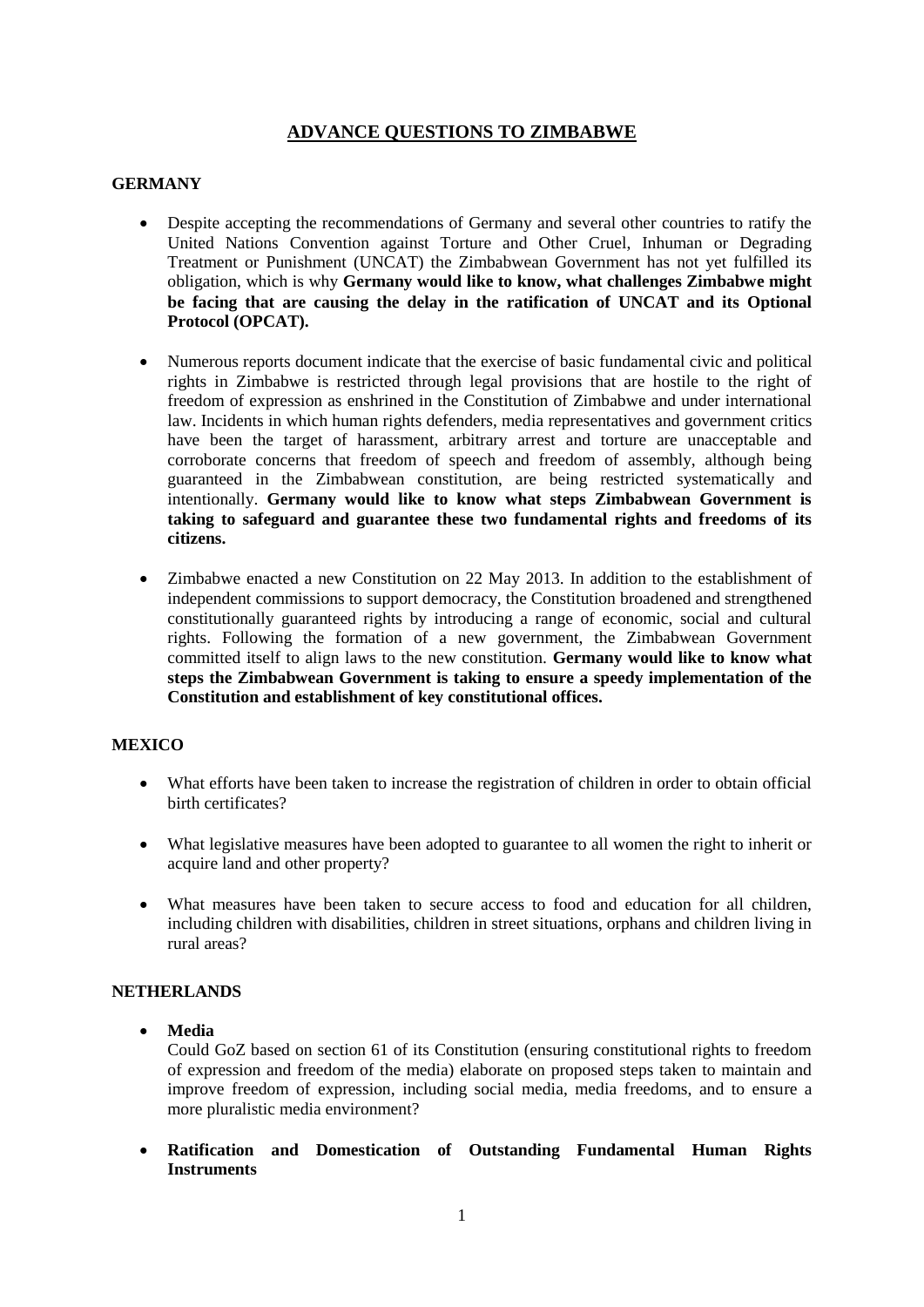# ADVANCE QUESTIONS TO ZIMBABWE

## GERMANY

- Despite accepting the recommendations of Germany and several other countries to ratify the United Nations Convention against Torture and Other Cruel, Inhuman or Degrading Treatment or Punishment (UNCAT) the Zimbabwean Government has not yet fulfilled its obligation, which is why **Germany would like to know, what challenges Zimbabwe might be facing that are causing the delay in the ratification of UNCAT and its Optional Protocol (OPCAT).**

- Numerous reports document indicate that the exercise of basic fundamental civic and political rights in Zimbabwe is restricted through legal provisions that are hostile to the right of freedom of expression as enshrined in the Constitution of Zimbabwe and under international law. Incidents in which human rights defenders, media representatives and government critics have been the target of harassment, arbitrary arrest and torture are unacceptable and corroborate concerns that freedom of speech and freedom of assembly, although being guaranteed in the Zimbabwean constitution, are being restricted systematically and intentionally. **Germany would like to know what steps Zimbabwean Government is taking to safeguard and guarantee these two fundamental rights and freedoms of its citizens.**

- Zimbabwe enacted a new Constitution on 22 May 2013. In addition to the establishment of independent commissions to support democracy, the Constitution broadened and strengthened constitutionally guaranteed rights by introducing a range of economic, social and cultural rights. Following the formation of a new government, the Zimbabwean Government committed itself to align laws to the new constitution. **Germany would like to know what steps the Zimbabwean Government is taking to ensure a speedy implementation of the Constitution and establishment of key constitutional offices.**

## MEXICO

- What efforts have been taken to increase the registration of children in order to obtain official birth certificates?

- What legislative measures have been adopted to guarantee to all women the right to inherit or acquire land and other property?

- What measures have been taken to secure access to food and education for all children, including children with disabilities, children in street situations, orphans and children living in rural areas?

## NETHERLANDS

- **Media**
  Could GoZ based on section 61 of its Constitution (ensuring constitutional rights to freedom of expression and freedom of the media) elaborate on proposed steps taken to maintain and improve freedom of expression, including social media, media freedoms, and to ensure a more pluralistic media environment?

- **Ratification and Domestication of Outstanding Fundamental Human Rights Instruments**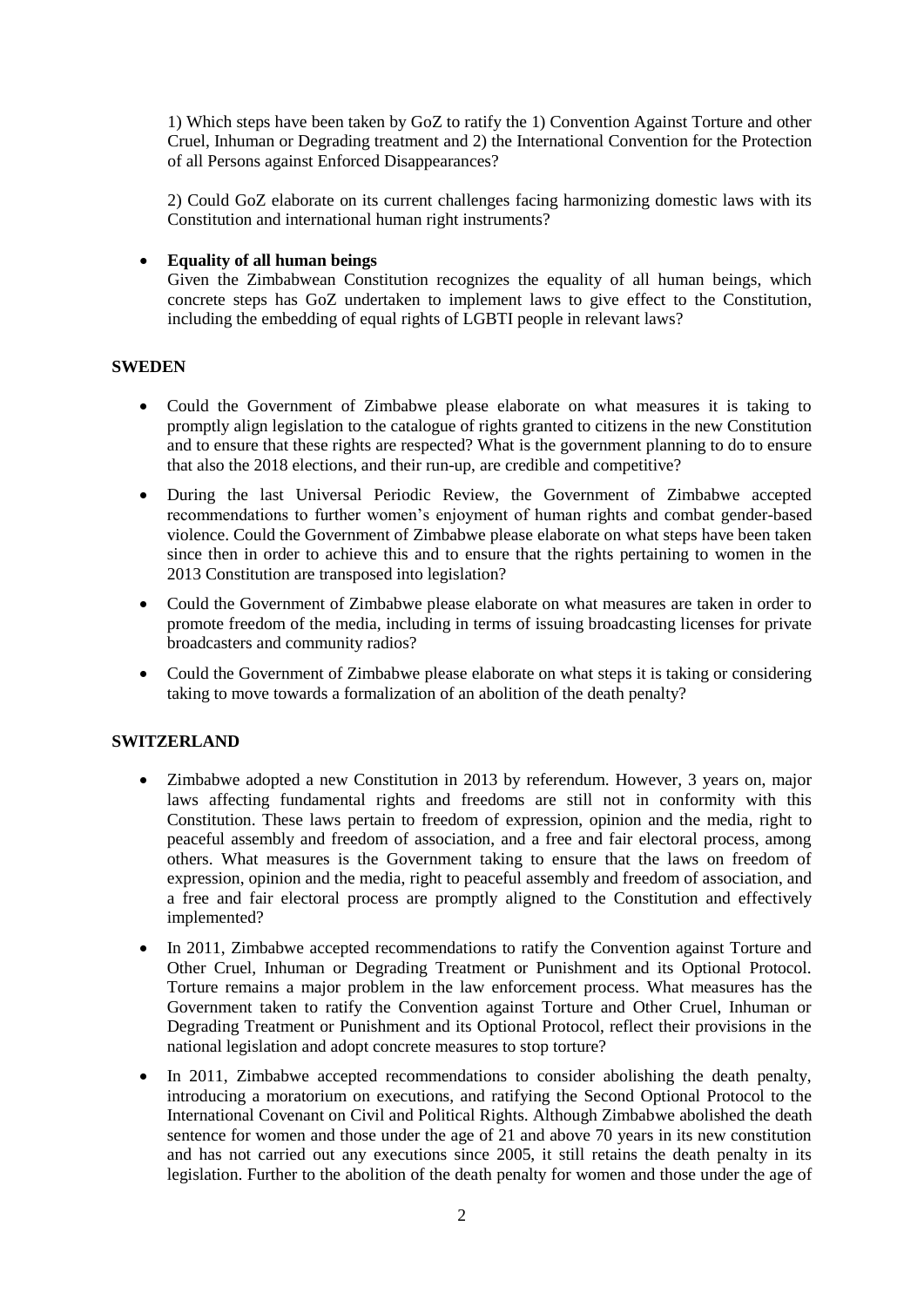1) Which steps have been taken by GoZ to ratify the 1) Convention Against Torture and other Cruel, Inhuman or Degrading treatment and 2) the International Convention for the Protection of all Persons against Enforced Disappearances?

2) Could GoZ elaborate on its current challenges facing harmonizing domestic laws with its Constitution and international human right instruments?

- **Equality of all human beings**
  Given the Zimbabwean Constitution recognizes the equality of all human beings, which concrete steps has GoZ undertaken to implement laws to give effect to the Constitution, including the embedding of equal rights of LGBTI people in relevant laws?

**SWEDEN**

- Could the Government of Zimbabwe please elaborate on what measures it is taking to promptly align legislation to the catalogue of rights granted to citizens in the new Constitution and to ensure that these rights are respected? What is the government planning to do to ensure that also the 2018 elections, and their run-up, are credible and competitive?
- During the last Universal Periodic Review, the Government of Zimbabwe accepted recommendations to further women's enjoyment of human rights and combat gender-based violence. Could the Government of Zimbabwe please elaborate on what steps have been taken since then in order to achieve this and to ensure that the rights pertaining to women in the 2013 Constitution are transposed into legislation?
- Could the Government of Zimbabwe please elaborate on what measures are taken in order to promote freedom of the media, including in terms of issuing broadcasting licenses for private broadcasters and community radios?
- Could the Government of Zimbabwe please elaborate on what steps it is taking or considering taking to move towards a formalization of an abolition of the death penalty?

**SWITZERLAND**

- Zimbabwe adopted a new Constitution in 2013 by referendum. However, 3 years on, major laws affecting fundamental rights and freedoms are still not in conformity with this Constitution. These laws pertain to freedom of expression, opinion and the media, right to peaceful assembly and freedom of association, and a free and fair electoral process, among others. What measures is the Government taking to ensure that the laws on freedom of expression, opinion and the media, right to peaceful assembly and freedom of association, and a free and fair electoral process are promptly aligned to the Constitution and effectively implemented?
- In 2011, Zimbabwe accepted recommendations to ratify the Convention against Torture and Other Cruel, Inhuman or Degrading Treatment or Punishment and its Optional Protocol. Torture remains a major problem in the law enforcement process. What measures has the Government taken to ratify the Convention against Torture and Other Cruel, Inhuman or Degrading Treatment or Punishment and its Optional Protocol, reflect their provisions in the national legislation and adopt concrete measures to stop torture?
- In 2011, Zimbabwe accepted recommendations to consider abolishing the death penalty, introducing a moratorium on executions, and ratifying the Second Optional Protocol to the International Covenant on Civil and Political Rights. Although Zimbabwe abolished the death sentence for women and those under the age of 21 and above 70 years in its new constitution and has not carried out any executions since 2005, it still retains the death penalty in its legislation. Further to the abolition of the death penalty for women and those under the age of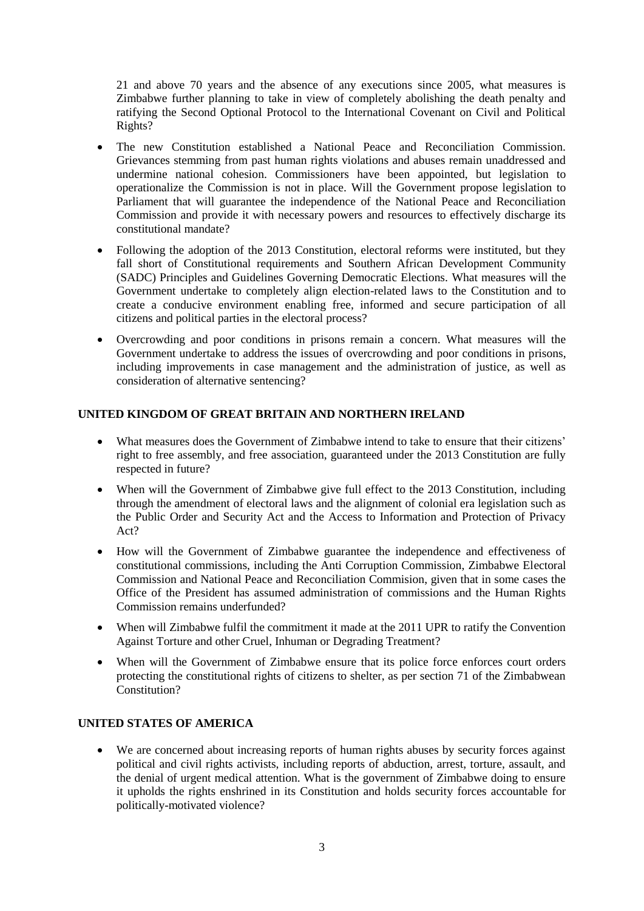21 and above 70 years and the absence of any executions since 2005, what measures is Zimbabwe further planning to take in view of completely abolishing the death penalty and ratifying the Second Optional Protocol to the International Covenant on Civil and Political Rights?

- The new Constitution established a National Peace and Reconciliation Commission. Grievances stemming from past human rights violations and abuses remain unaddressed and undermine national cohesion. Commissioners have been appointed, but legislation to operationalize the Commission is not in place. Will the Government propose legislation to Parliament that will guarantee the independence of the National Peace and Reconciliation Commission and provide it with necessary powers and resources to effectively discharge its constitutional mandate?
- Following the adoption of the 2013 Constitution, electoral reforms were instituted, but they fall short of Constitutional requirements and Southern African Development Community (SADC) Principles and Guidelines Governing Democratic Elections. What measures will the Government undertake to completely align election-related laws to the Constitution and to create a conducive environment enabling free, informed and secure participation of all citizens and political parties in the electoral process?
- Overcrowding and poor conditions in prisons remain a concern. What measures will the Government undertake to address the issues of overcrowding and poor conditions in prisons, including improvements in case management and the administration of justice, as well as consideration of alternative sentencing?

## UNITED KINGDOM OF GREAT BRITAIN AND NORTHERN IRELAND

- What measures does the Government of Zimbabwe intend to take to ensure that their citizens' right to free assembly, and free association, guaranteed under the 2013 Constitution are fully respected in future?
- When will the Government of Zimbabwe give full effect to the 2013 Constitution, including through the amendment of electoral laws and the alignment of colonial era legislation such as the Public Order and Security Act and the Access to Information and Protection of Privacy Act?
- How will the Government of Zimbabwe guarantee the independence and effectiveness of constitutional commissions, including the Anti Corruption Commission, Zimbabwe Electoral Commission and National Peace and Reconciliation Commision, given that in some cases the Office of the President has assumed administration of commissions and the Human Rights Commission remains underfunded?
- When will Zimbabwe fulfil the commitment it made at the 2011 UPR to ratify the Convention Against Torture and other Cruel, Inhuman or Degrading Treatment?
- When will the Government of Zimbabwe ensure that its police force enforces court orders protecting the constitutional rights of citizens to shelter, as per section 71 of the Zimbabwean Constitution?

## UNITED STATES OF AMERICA

- We are concerned about increasing reports of human rights abuses by security forces against political and civil rights activists, including reports of abduction, arrest, torture, assault, and the denial of urgent medical attention. What is the government of Zimbabwe doing to ensure it upholds the rights enshrined in its Constitution and holds security forces accountable for politically-motivated violence?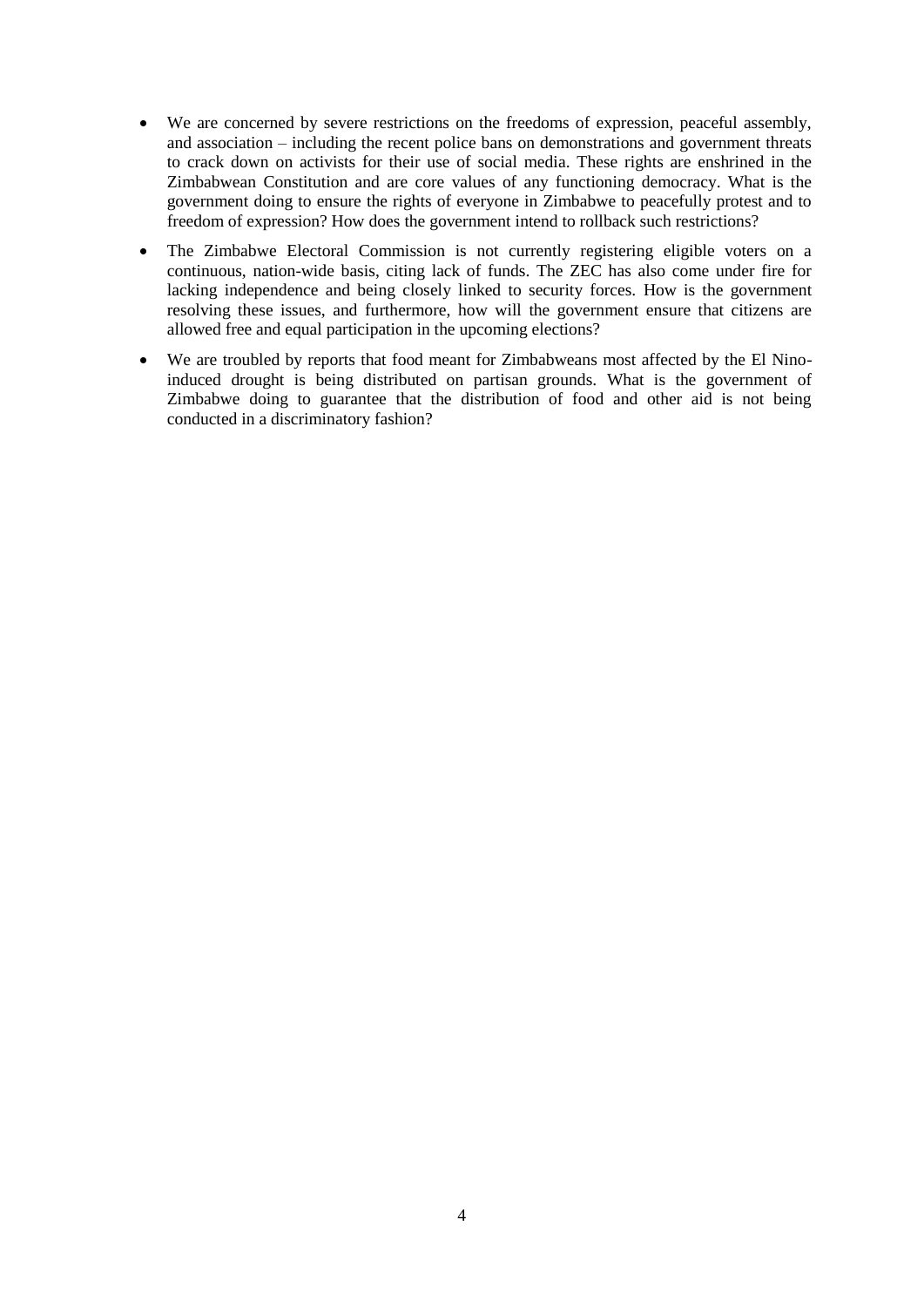- We are concerned by severe restrictions on the freedoms of expression, peaceful assembly, and association – including the recent police bans on demonstrations and government threats to crack down on activists for their use of social media. These rights are enshrined in the Zimbabwean Constitution and are core values of any functioning democracy. What is the government doing to ensure the rights of everyone in Zimbabwe to peacefully protest and to freedom of expression? How does the government intend to rollback such restrictions?

- The Zimbabwe Electoral Commission is not currently registering eligible voters on a continuous, nation-wide basis, citing lack of funds. The ZEC has also come under fire for lacking independence and being closely linked to security forces. How is the government resolving these issues, and furthermore, how will the government ensure that citizens are allowed free and equal participation in the upcoming elections?

- We are troubled by reports that food meant for Zimbabweans most affected by the El Nino-induced drought is being distributed on partisan grounds. What is the government of Zimbabwe doing to guarantee that the distribution of food and other aid is not being conducted in a discriminatory fashion?